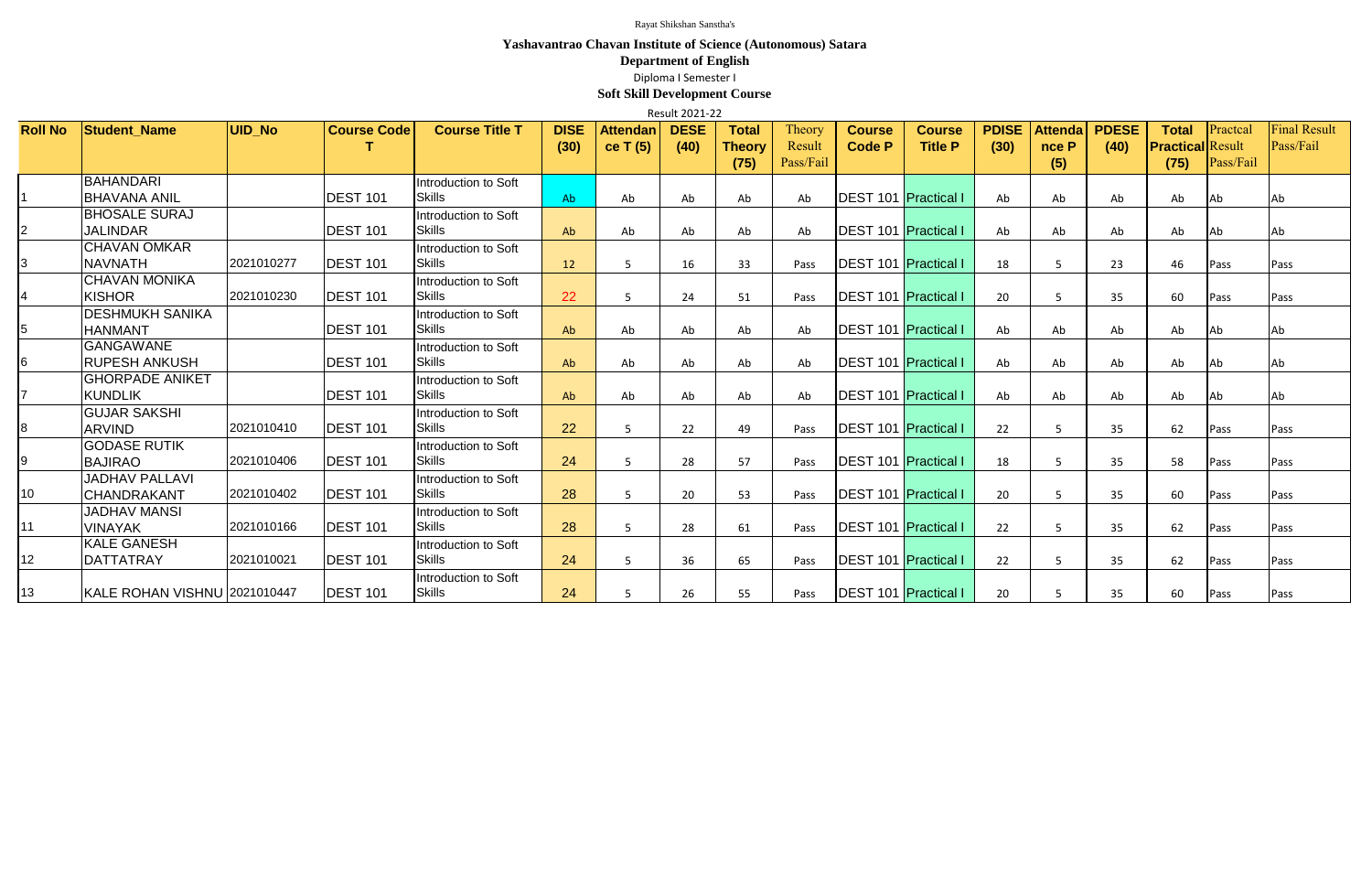Rayat Shikshan Sanstha's

**Yashavantrao Chavan Institute of Science (Autonomous) Satara**

**Department of English**

Diploma I Semester I

**Soft Skill Development Course**

Result 2021-22

| Roll No | Student_Name | UID_No | Course Code T | Course Title T | DISE (30) | Attendance T (5) | DESE (40) | Total Theory (75) | Theory Result Pass/Fail | Course Code P | Course Title P | PDISE (30) | Attendance P (5) | PDESE (40) | Total Practical (75) | Practcal Result Pass/Fail | Final Result Pass/Fail |
|---|---|---|---|---|---|---|---|---|---|---|---|---|---|---|---|---|---|
| 1 | BAHANDARI BHAVANA ANIL | | DEST 101 | Introduction to Soft Skills | Ab | Ab | Ab | Ab | Ab | DEST 101 | Practical I | Ab | Ab | Ab | Ab | Ab | Ab |
| 2 | BHOSALE SURAJ JALINDAR | | DEST 101 | Introduction to Soft Skills | Ab | Ab | Ab | Ab | Ab | DEST 101 | Practical I | Ab | Ab | Ab | Ab | Ab | Ab |
| 3 | CHAVAN OMKAR NAVNATH | 2021010277 | DEST 101 | Introduction to Soft Skills | 12 | 5 | 16 | 33 | Pass | DEST 101 | Practical I | 18 | 5 | 23 | 46 | Pass | Pass |
| 4 | CHAVAN MONIKA KISHOR | 2021010230 | DEST 101 | Introduction to Soft Skills | 22 | 5 | 24 | 51 | Pass | DEST 101 | Practical I | 20 | 5 | 35 | 60 | Pass | Pass |
| 5 | DESHMUKH SANIKA HANMANT | | DEST 101 | Introduction to Soft Skills | Ab | Ab | Ab | Ab | Ab | DEST 101 | Practical I | Ab | Ab | Ab | Ab | Ab | Ab |
| 6 | GANGAWANE RUPESH ANKUSH | | DEST 101 | Introduction to Soft Skills | Ab | Ab | Ab | Ab | Ab | DEST 101 | Practical I | Ab | Ab | Ab | Ab | Ab | Ab |
| 7 | GHORPADE ANIKET KUNDLIK | | DEST 101 | Introduction to Soft Skills | Ab | Ab | Ab | Ab | Ab | DEST 101 | Practical I | Ab | Ab | Ab | Ab | Ab | Ab |
| 8 | GUJAR SAKSHI ARVIND | 2021010410 | DEST 101 | Introduction to Soft Skills | 22 | 5 | 22 | 49 | Pass | DEST 101 | Practical I | 22 | 5 | 35 | 62 | Pass | Pass |
| 9 | GODASE RUTIK BAJIRAO | 2021010406 | DEST 101 | Introduction to Soft Skills | 24 | 5 | 28 | 57 | Pass | DEST 101 | Practical I | 18 | 5 | 35 | 58 | Pass | Pass |
| 10 | JADHAV PALLAVI CHANDRAKANT | 2021010402 | DEST 101 | Introduction to Soft Skills | 28 | 5 | 20 | 53 | Pass | DEST 101 | Practical I | 20 | 5 | 35 | 60 | Pass | Pass |
| 11 | JADHAV MANSI VINAYAK | 2021010166 | DEST 101 | Introduction to Soft Skills | 28 | 5 | 28 | 61 | Pass | DEST 101 | Practical I | 22 | 5 | 35 | 62 | Pass | Pass |
| 12 | KALE GANESH DATTATRAY | 2021010021 | DEST 101 | Introduction to Soft Skills | 24 | 5 | 36 | 65 | Pass | DEST 101 | Practical I | 22 | 5 | 35 | 62 | Pass | Pass |
| 13 | KALE ROHAN VISHNU | 2021010447 | DEST 101 | Introduction to Soft Skills | 24 | 5 | 26 | 55 | Pass | DEST 101 | Practical I | 20 | 5 | 35 | 60 | Pass | Pass |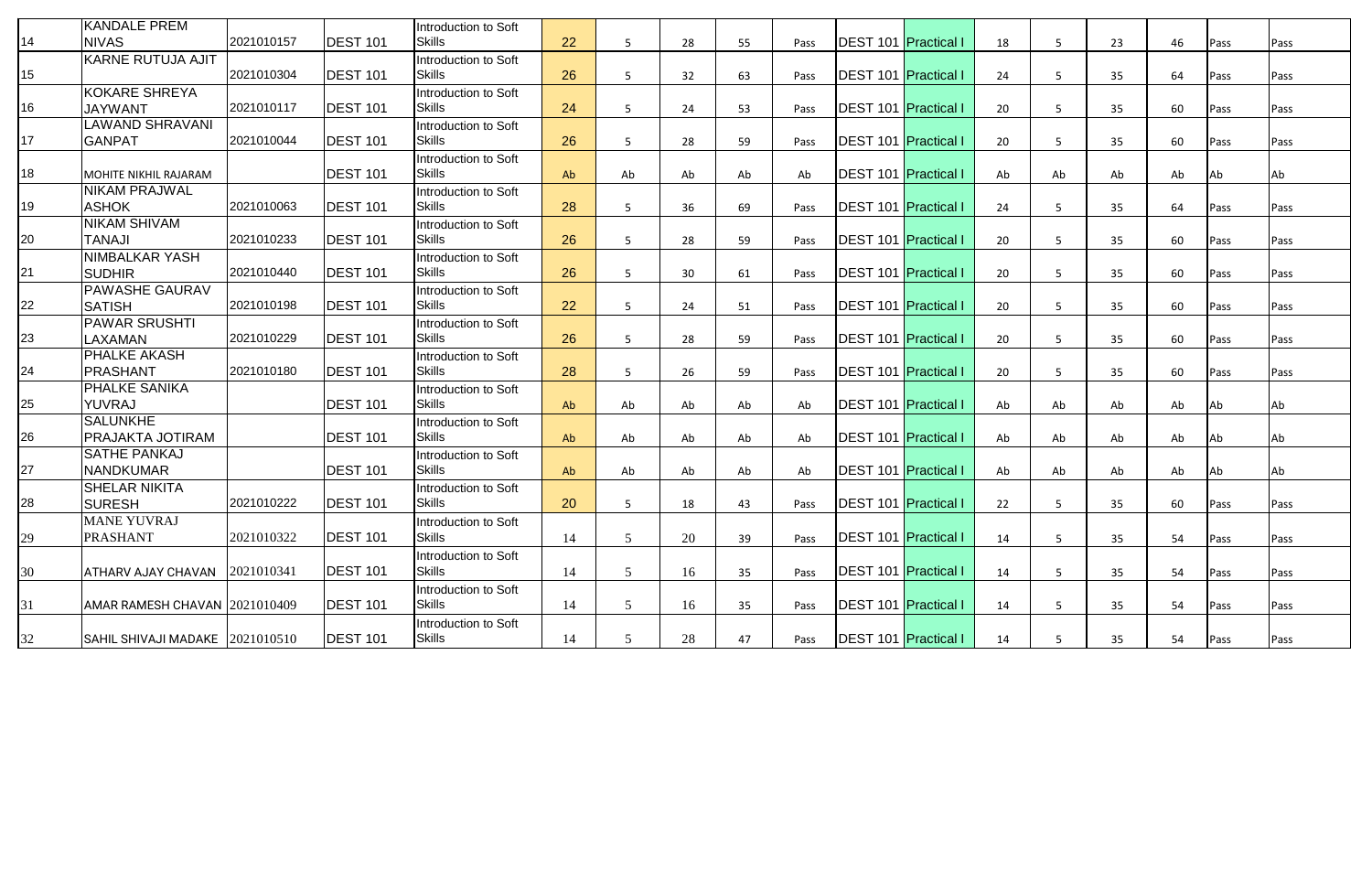| | | | | | | | | | | | | | | | | | |
|---|---|---|---|---|---|---|---|---|---|---|---|---|---|---|---|---|---|
| 14 | KANDALE PREM NIVAS | 2021010157 | DEST 101 | Introduction to Soft Skills | 22 | 5 | 28 | 55 | Pass | DEST 101 | Practical I | 18 | 5 | 23 | 46 | Pass | Pass |
| 15 | KARNE RUTUJA AJIT | 2021010304 | DEST 101 | Introduction to Soft Skills | 26 | 5 | 32 | 63 | Pass | DEST 101 | Practical I | 24 | 5 | 35 | 64 | Pass | Pass |
| 16 | KOKARE SHREYA JAYWANT | 2021010117 | DEST 101 | Introduction to Soft Skills | 24 | 5 | 24 | 53 | Pass | DEST 101 | Practical I | 20 | 5 | 35 | 60 | Pass | Pass |
| 17 | LAWAND SHRAVANI GANPAT | 2021010044 | DEST 101 | Introduction to Soft Skills | 26 | 5 | 28 | 59 | Pass | DEST 101 | Practical I | 20 | 5 | 35 | 60 | Pass | Pass |
| 18 | MOHITE NIKHIL RAJARAM | | DEST 101 | Introduction to Soft Skills | Ab | Ab | Ab | Ab | Ab | DEST 101 | Practical I | Ab | Ab | Ab | Ab | Ab | Ab |
| 19 | NIKAM PRAJWAL ASHOK | 2021010063 | DEST 101 | Introduction to Soft Skills | 28 | 5 | 36 | 69 | Pass | DEST 101 | Practical I | 24 | 5 | 35 | 64 | Pass | Pass |
| 20 | NIKAM SHIVAM TANAJI | 2021010233 | DEST 101 | Introduction to Soft Skills | 26 | 5 | 28 | 59 | Pass | DEST 101 | Practical I | 20 | 5 | 35 | 60 | Pass | Pass |
| 21 | NIMBALKAR YASH SUDHIR | 2021010440 | DEST 101 | Introduction to Soft Skills | 26 | 5 | 30 | 61 | Pass | DEST 101 | Practical I | 20 | 5 | 35 | 60 | Pass | Pass |
| 22 | PAWASHE GAURAV SATISH | 2021010198 | DEST 101 | Introduction to Soft Skills | 22 | 5 | 24 | 51 | Pass | DEST 101 | Practical I | 20 | 5 | 35 | 60 | Pass | Pass |
| 23 | PAWAR SRUSHTI LAXAMAN | 2021010229 | DEST 101 | Introduction to Soft Skills | 26 | 5 | 28 | 59 | Pass | DEST 101 | Practical I | 20 | 5 | 35 | 60 | Pass | Pass |
| 24 | PHALKE AKASH PRASHANT | 2021010180 | DEST 101 | Introduction to Soft Skills | 28 | 5 | 26 | 59 | Pass | DEST 101 | Practical I | 20 | 5 | 35 | 60 | Pass | Pass |
| 25 | PHALKE SANIKA YUVRAJ | | DEST 101 | Introduction to Soft Skills | Ab | Ab | Ab | Ab | Ab | DEST 101 | Practical I | Ab | Ab | Ab | Ab | Ab | Ab |
| 26 | SALUNKHE PRAJAKTA JOTIRAM | | DEST 101 | Introduction to Soft Skills | Ab | Ab | Ab | Ab | Ab | DEST 101 | Practical I | Ab | Ab | Ab | Ab | Ab | Ab |
| 27 | SATHE PANKAJ NANDKUMAR | | DEST 101 | Introduction to Soft Skills | Ab | Ab | Ab | Ab | Ab | DEST 101 | Practical I | Ab | Ab | Ab | Ab | Ab | Ab |
| 28 | SHELAR NIKITA SURESH | 2021010222 | DEST 101 | Introduction to Soft Skills | 20 | 5 | 18 | 43 | Pass | DEST 101 | Practical I | 22 | 5 | 35 | 60 | Pass | Pass |
| 29 | MANE YUVRAJ PRASHANT | 2021010322 | DEST 101 | Introduction to Soft Skills | 14 | 5 | 20 | 39 | Pass | DEST 101 | Practical I | 14 | 5 | 35 | 54 | Pass | Pass |
| 30 | ATHARV AJAY CHAVAN | 2021010341 | DEST 101 | Introduction to Soft Skills | 14 | 5 | 16 | 35 | Pass | DEST 101 | Practical I | 14 | 5 | 35 | 54 | Pass | Pass |
| 31 | AMAR RAMESH CHAVAN | 2021010409 | DEST 101 | Introduction to Soft Skills | 14 | 5 | 16 | 35 | Pass | DEST 101 | Practical I | 14 | 5 | 35 | 54 | Pass | Pass |
| 32 | SAHIL SHIVAJI MADAKE | 2021010510 | DEST 101 | Introduction to Soft Skills | 14 | 5 | 28 | 47 | Pass | DEST 101 | Practical I | 14 | 5 | 35 | 54 | Pass | Pass |